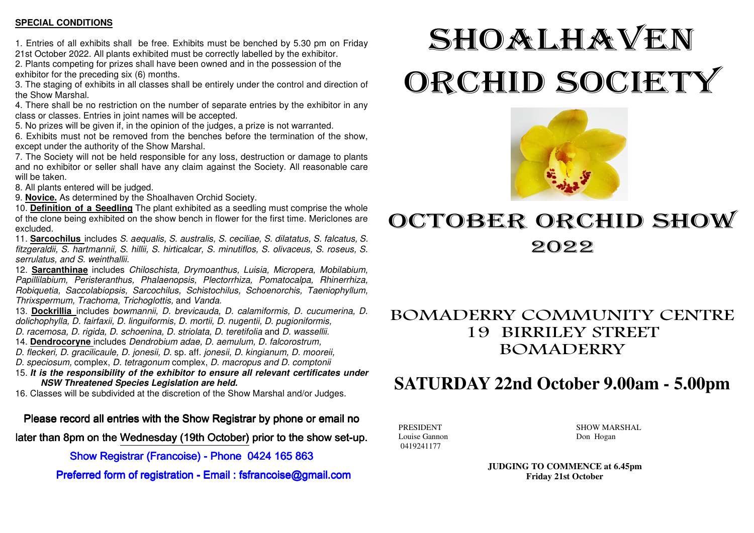**SPECIAL CONDITIONS**

1. Entries of all exhibits shall be free. Exhibits must be benched by 5.30 pm on Friday 21st October 2022. All plants exhibited must be correctly labelled by the exhibitor.
2. Plants competing for prizes shall have been owned and in the possession of the exhibitor for the preceding six (6) months.
3. The staging of exhibits in all classes shall be entirely under the control and direction of the Show Marshal.
4. There shall be no restriction on the number of separate entries by the exhibitor in any class or classes. Entries in joint names will be accepted.
5. No prizes will be given if, in the opinion of the judges, a prize is not warranted.
6. Exhibits must not be removed from the benches before the termination of the show, except under the authority of the Show Marshal.
7. The Society will not be held responsible for any loss, destruction or damage to plants and no exhibitor or seller shall have any claim against the Society. All reasonable care will be taken.
8. All plants entered will be judged.
9. **Novice.** As determined by the Shoalhaven Orchid Society.
10. **Definition of a Seedling** The plant exhibited as a seedling must comprise the whole of the clone being exhibited on the show bench in flower for the first time. Mericlones are excluded.
11. **Sarcochilus** includes *S. aequalis, S. australis, S. ceciliae, S. dilatatus, S. falcatus, S. fitzgeraldii, S. hartmannii, S. hillii, S. hirticalcar, S. minutiflos, S. olivaceus, S. roseus, S. serrulatus, and S. weinthallii.*
12. **Sarcanthinae** includes *Chiloschista, Drymoanthus, Luisia, Micropera, Mobilabium, Papillilabium, Peristeranthus, Phalaenopsis, Plectorrhiza, Pomatocalpa, Rhinerrhiza, Robiquetia, Saccolabiopsis, Sarcochilus, Schistochilus, Schoenorchis, Taeniophyllum, Thrixspermum, Trachoma, Trichoglottis,* and *Vanda.*
13. **Dockrillia** includes *bowmannii, D. brevicauda, D. calamiformis, D. cucumerina, D. dolichophylla, D. fairfaxii, D. linguiformis, D. mortii, D. nugentii, D. pugioniformis, D. racemosa, D. rigida, D. schoenina, D. striolata, D. teretifolia* and *D. wassellii.*
14. **Dendrocoryne** includes *Dendrobium adae, D. aemulum, D. falcorostrum, D. fleckeri, D. gracilicaule, D. jonesii, D.* sp. aff. *jonesii, D. kingianum, D. mooreii, D. speciosum,* complex, *D. tetragonum* complex, *D. macropus and D. comptonii*
15. ***It is the responsibility of the exhibitor to ensure all relevant certificates under NSW Threatened Species Legislation are held.***
16. Classes will be subdivided at the discretion of the Show Marshal and/or Judges.

Please record all entries with the Show Registrar by phone or email no later than 8pm on the Wednesday (19th October) prior to the show set-up.

Show Registrar (Francoise) - Phone 0424 165 863

Preferred form of registration - Email : fsfrancoise@gmail.com

# SHOALHAVEN ORCHID SOCIETY

## OCTOBER ORCHID SHOW 2022

### BOMADERRY COMMUNITY CENTRE
### 19 BIRRILEY STREET
### BOMADERRY

## SATURDAY 22nd October 9.00am - 5.00pm

PRESIDENT
Louise Gannon
0419241177

SHOW MARSHAL
Don Hogan

**JUDGING TO COMMENCE at 6.45pm**
**Friday 21st October**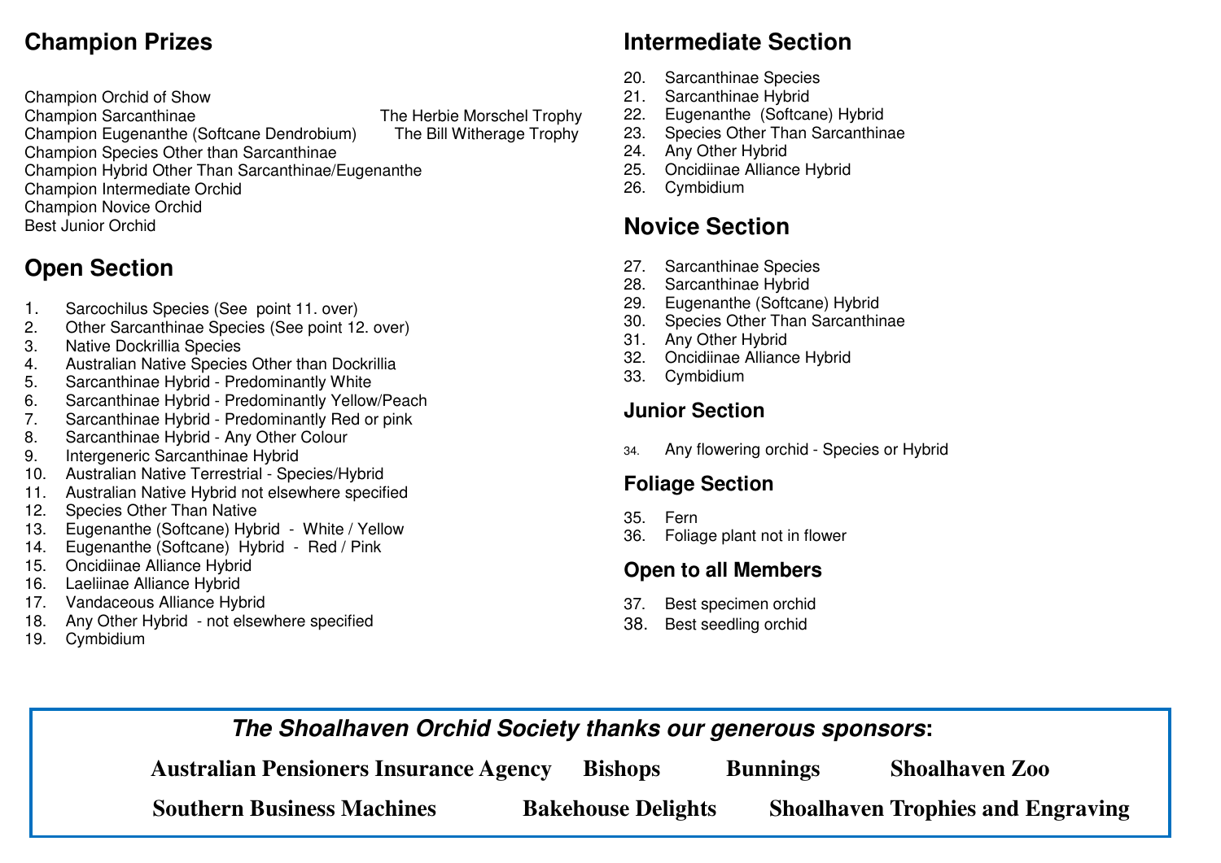## Champion Prizes

Champion Orchid of Show
Champion Sarcanthinae — The Herbie Morschel Trophy
Champion Eugenanthe (Softcane Dendrobium) — The Bill Witherage Trophy
Champion Species Other than Sarcanthinae
Champion Hybrid Other Than Sarcanthinae/Eugenanthe
Champion Intermediate Orchid
Champion Novice Orchid
Best Junior Orchid

## Open Section

1. Sarcochilus Species (See point 11. over)
2. Other Sarcanthinae Species (See point 12. over)
3. Native Dockrillia Species
4. Australian Native Species Other than Dockrillia
5. Sarcanthinae Hybrid - Predominantly White
6. Sarcanthinae Hybrid - Predominantly Yellow/Peach
7. Sarcanthinae Hybrid - Predominantly Red or pink
8. Sarcanthinae Hybrid - Any Other Colour
9. Intergeneric Sarcanthinae Hybrid
10. Australian Native Terrestrial - Species/Hybrid
11. Australian Native Hybrid not elsewhere specified
12. Species Other Than Native
13. Eugenanthe (Softcane) Hybrid - White / Yellow
14. Eugenanthe (Softcane) Hybrid - Red / Pink
15. Oncidiinae Alliance Hybrid
16. Laeliinae Alliance Hybrid
17. Vandaceous Alliance Hybrid
18. Any Other Hybrid - not elsewhere specified
19. Cymbidium

## Intermediate Section

20. Sarcanthinae Species
21. Sarcanthinae Hybrid
22. Eugenanthe (Softcane) Hybrid
23. Species Other Than Sarcanthinae
24. Any Other Hybrid
25. Oncidiinae Alliance Hybrid
26. Cymbidium

## Novice Section

27. Sarcanthinae Species
28. Sarcanthinae Hybrid
29. Eugenanthe (Softcane) Hybrid
30. Species Other Than Sarcanthinae
31. Any Other Hybrid
32. Oncidiinae Alliance Hybrid
33. Cymbidium

### Junior Section

34. Any flowering orchid - Species or Hybrid

### Foliage Section

35. Fern
36. Foliage plant not in flower

### Open to all Members

37. Best specimen orchid
38. Best seedling orchid

***The Shoalhaven Orchid Society thanks our generous sponsors*:**

**Australian Pensioners Insurance Agency    Bishops    Bunnings    Shoalhaven Zoo**

**Southern Business Machines    Bakehouse Delights    Shoalhaven Trophies and Engraving**